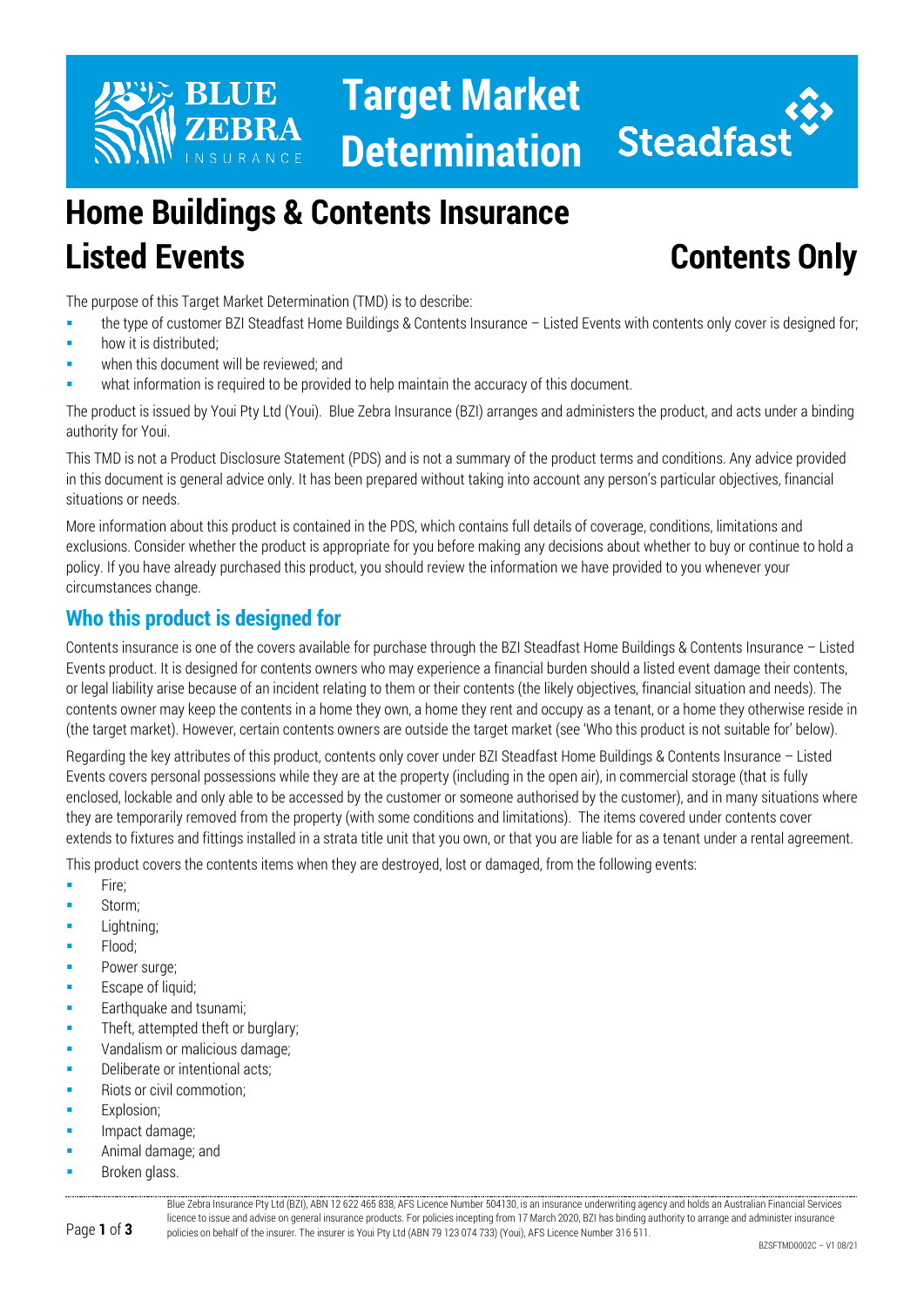# Target Market Determination

## Home Buildings & Contents Insurance Listed Events

## Contents Only

The purpose of this Target Market Determination (TMD) is to describe:

- the type of customer BZI Steadfast Home Buildings & Contents Insurance – Listed Events with contents only cover is designed for;
- how it is distributed;
- when this document will be reviewed; and
- what information is required to be provided to help maintain the accuracy of this document.

The product is issued by Youi Pty Ltd (Youi). Blue Zebra Insurance (BZI) arranges and administers the product, and acts under a binding authority for Youi.

This TMD is not a Product Disclosure Statement (PDS) and is not a summary of the product terms and conditions. Any advice provided in this document is general advice only. It has been prepared without taking into account any person's particular objectives, financial situations or needs.

More information about this product is contained in the PDS, which contains full details of coverage, conditions, limitations and exclusions. Consider whether the product is appropriate for you before making any decisions about whether to buy or continue to hold a policy. If you have already purchased this product, you should review the information we have provided to you whenever your circumstances change.

## Who this product is designed for

Contents insurance is one of the covers available for purchase through the BZI Steadfast Home Buildings & Contents Insurance – Listed Events product. It is designed for contents owners who may experience a financial burden should a listed event damage their contents, or legal liability arise because of an incident relating to them or their contents (the likely objectives, financial situation and needs). The contents owner may keep the contents in a home they own, a home they rent and occupy as a tenant, or a home they otherwise reside in (the target market). However, certain contents owners are outside the target market (see 'Who this product is not suitable for' below).

Regarding the key attributes of this product, contents only cover under BZI Steadfast Home Buildings & Contents Insurance – Listed Events covers personal possessions while they are at the property (including in the open air), in commercial storage (that is fully enclosed, lockable and only able to be accessed by the customer or someone authorised by the customer), and in many situations where they are temporarily removed from the property (with some conditions and limitations). The items covered under contents cover extends to fixtures and fittings installed in a strata title unit that you own, or that you are liable for as a tenant under a rental agreement.

This product covers the contents items when they are destroyed, lost or damaged, from the following events:

- Fire;
- Storm;
- Lightning;
- Flood;
- Power surge;
- Escape of liquid;
- Earthquake and tsunami;
- Theft, attempted theft or burglary;
- Vandalism or malicious damage;
- Deliberate or intentional acts;
- Riots or civil commotion;
- Explosion;
- Impact damage;
- Animal damage; and
- Broken glass.

Blue Zebra Insurance Pty Ltd (BZI), ABN 12 622 465 838, AFS Licence Number 504130, is an insurance underwriting agency and holds an Australian Financial Services licence to issue and advise on general insurance products. For policies incepting from 17 March 2020, BZI has binding authority to arrange and administer insurance policies on behalf of the insurer. The insurer is Youi Pty Ltd (ABN 79 123 074 733) (Youi), AFS Licence Number 316 511.

BZSFTMD0002C – V1 08/21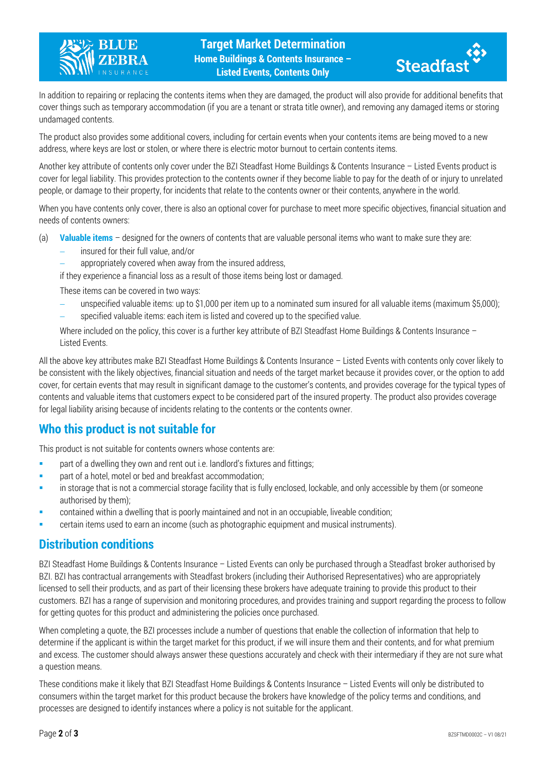In addition to repairing or replacing the contents items when they are damaged, the product will also provide for additional benefits that cover things such as temporary accommodation (if you are a tenant or strata title owner), and removing any damaged items or storing undamaged contents.

The product also provides some additional covers, including for certain events when your contents items are being moved to a new address, where keys are lost or stolen, or where there is electric motor burnout to certain contents items.

Another key attribute of contents only cover under the BZI Steadfast Home Buildings & Contents Insurance – Listed Events product is cover for legal liability. This provides protection to the contents owner if they become liable to pay for the death of or injury to unrelated people, or damage to their property, for incidents that relate to the contents owner or their contents, anywhere in the world.

When you have contents only cover, there is also an optional cover for purchase to meet more specific objectives, financial situation and needs of contents owners:

(a) **Valuable items** – designed for the owners of contents that are valuable personal items who want to make sure they are:
   - insured for their full value, and/or
   - appropriately covered when away from the insured address,

   if they experience a financial loss as a result of those items being lost or damaged.

   These items can be covered in two ways:
   - unspecified valuable items: up to $1,000 per item up to a nominated sum insured for all valuable items (maximum $5,000);
   - specified valuable items: each item is listed and covered up to the specified value.

   Where included on the policy, this cover is a further key attribute of BZI Steadfast Home Buildings & Contents Insurance – Listed Events.

All the above key attributes make BZI Steadfast Home Buildings & Contents Insurance – Listed Events with contents only cover likely to be consistent with the likely objectives, financial situation and needs of the target market because it provides cover, or the option to add cover, for certain events that may result in significant damage to the customer's contents, and provides coverage for the typical types of contents and valuable items that customers expect to be considered part of the insured property. The product also provides coverage for legal liability arising because of incidents relating to the contents or the contents owner.

## Who this product is not suitable for

This product is not suitable for contents owners whose contents are:

- part of a dwelling they own and rent out i.e. landlord's fixtures and fittings;
- part of a hotel, motel or bed and breakfast accommodation;
- in storage that is not a commercial storage facility that is fully enclosed, lockable, and only accessible by them (or someone authorised by them);
- contained within a dwelling that is poorly maintained and not in an occupiable, liveable condition;
- certain items used to earn an income (such as photographic equipment and musical instruments).

## Distribution conditions

BZI Steadfast Home Buildings & Contents Insurance – Listed Events can only be purchased through a Steadfast broker authorised by BZI. BZI has contractual arrangements with Steadfast brokers (including their Authorised Representatives) who are appropriately licensed to sell their products, and as part of their licensing these brokers have adequate training to provide this product to their customers. BZI has a range of supervision and monitoring procedures, and provides training and support regarding the process to follow for getting quotes for this product and administering the policies once purchased.

When completing a quote, the BZI processes include a number of questions that enable the collection of information that help to determine if the applicant is within the target market for this product, if we will insure them and their contents, and for what premium and excess. The customer should always answer these questions accurately and check with their intermediary if they are not sure what a question means.

These conditions make it likely that BZI Steadfast Home Buildings & Contents Insurance – Listed Events will only be distributed to consumers within the target market for this product because the brokers have knowledge of the policy terms and conditions, and processes are designed to identify instances where a policy is not suitable for the applicant.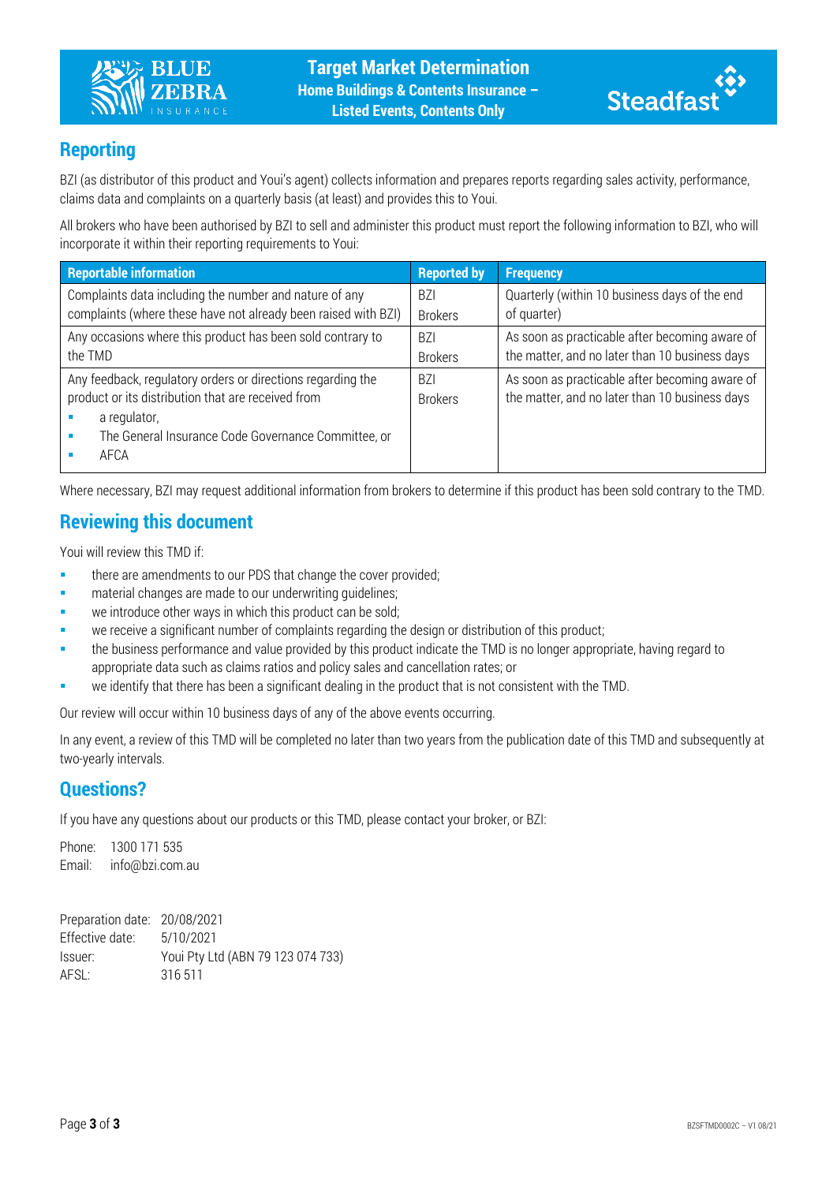## Reporting

BZI (as distributor of this product and Youi's agent) collects information and prepares reports regarding sales activity, performance, claims data and complaints on a quarterly basis (at least) and provides this to Youi.

All brokers who have been authorised by BZI to sell and administer this product must report the following information to BZI, who will incorporate it within their reporting requirements to Youi:

| Reportable information | Reported by | Frequency |
| --- | --- | --- |
| Complaints data including the number and nature of any complaints (where these have not already been raised with BZI) | BZI<br>Brokers | Quarterly (within 10 business days of the end of quarter) |
| Any occasions where this product has been sold contrary to the TMD | BZI<br>Brokers | As soon as practicable after becoming aware of the matter, and no later than 10 business days |
| Any feedback, regulatory orders or directions regarding the product or its distribution that are received from<br>▪ a regulator,<br>▪ The General Insurance Code Governance Committee, or<br>▪ AFCA | BZI<br>Brokers | As soon as practicable after becoming aware of the matter, and no later than 10 business days |

Where necessary, BZI may request additional information from brokers to determine if this product has been sold contrary to the TMD.

## Reviewing this document

Youi will review this TMD if:

- there are amendments to our PDS that change the cover provided;
- material changes are made to our underwriting guidelines;
- we introduce other ways in which this product can be sold;
- we receive a significant number of complaints regarding the design or distribution of this product;
- the business performance and value provided by this product indicate the TMD is no longer appropriate, having regard to appropriate data such as claims ratios and policy sales and cancellation rates; or
- we identify that there has been a significant dealing in the product that is not consistent with the TMD.

Our review will occur within 10 business days of any of the above events occurring.

In any event, a review of this TMD will be completed no later than two years from the publication date of this TMD and subsequently at two-yearly intervals.

## Questions?

If you have any questions about our products or this TMD, please contact your broker, or BZI:

Phone: 1300 171 535
Email: info@bzi.com.au

Preparation date: 20/08/2021
Effective date: 5/10/2021
Issuer: Youi Pty Ltd (ABN 79 123 074 733)
AFSL: 316 511